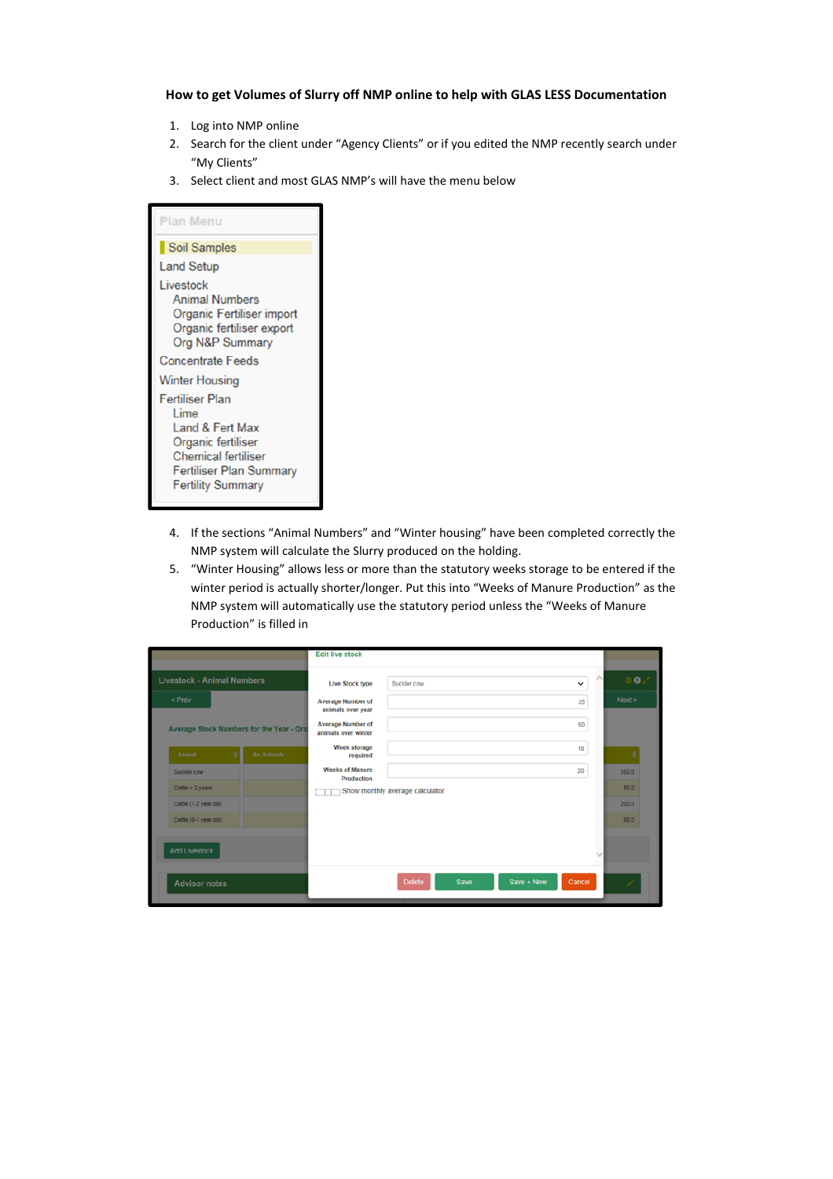**How to get Volumes of Slurry off NMP online to help with GLAS LESS Documentation**

1. Log into NMP online
2. Search for the client under "Agency Clients" or if you edited the NMP recently search under "My Clients"
3. Select client and most GLAS NMP's will have the menu below

Plan Menu

- Soil Samples
- Land Setup
- Livestock
  - Animal Numbers
  - Organic Fertiliser import
  - Organic fertiliser export
  - Org N&P Summary
- Concentrate Feeds
- Winter Housing
- Fertiliser Plan
  - Lime
  - Land & Fert Max
  - Organic fertiliser
  - Chemical fertiliser
  - Fertiliser Plan Summary
  - Fertility Summary

4. If the sections "Animal Numbers" and "Winter housing" have been completed correctly the NMP system will calculate the Slurry produced on the holding.
5. "Winter Housing" allows less or more than the statutory weeks storage to be entered if the winter period is actually shorter/longer. Put this into "Weeks of Manure Production" as the NMP system will automatically use the statutory period unless the "Weeks of Manure Production" is filled in

Edit live stock

| Field | Value |
|---|---|
| Live Stock type | Suckler cow |
| Average Number of animals over year | 35 |
| Average Number of animals over winter | 50 |
| Week storage required | 18 |
| Weeks of Manure Production | 20 |

Show monthly average calculator

Delete | Save | Save + New | Cancel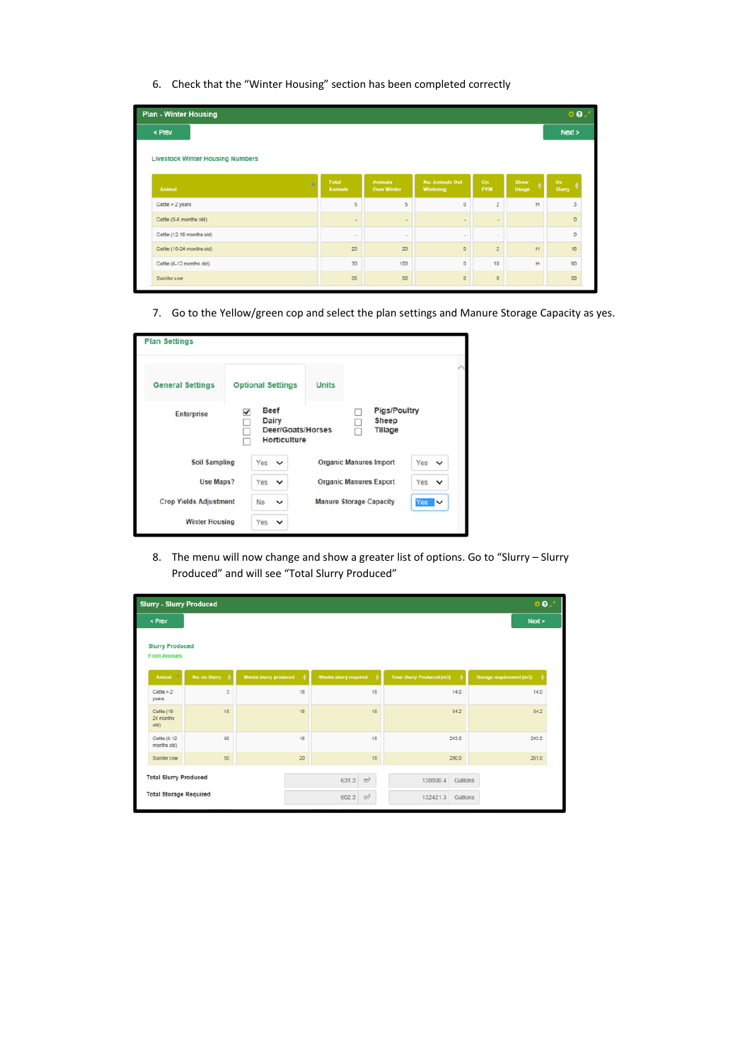6. Check that the “Winter Housing” section has been completed correctly

**Plan - Winter Housing**

< Prev | Next >

Livestock Winter Housing Numbers

| Animal | Total Animals | Animals Over Winter | No. Animals Out Wintering | On FYM | Straw Usage | On Slurry |
|---|---|---|---|---|---|---|
| Cattle > 2 years | 5 | 5 | 0 | 2 | H | 3 |
| Cattle (0-6 months old) | - | - | - | - | | 0 |
| Cattle (12-18 months old) | - | - | - | - | | 0 |
| Cattle (18-24 months old) | 25 | 20 | 0 | 2 | H | 18 |
| Cattle (6-12 months old) | 30 | 100 | 0 | 10 | H | 90 |
| Suckler cow | 35 | 50 | 0 | 0 | | 50 |

7. Go to the Yellow/green cop and select the plan settings and Manure Storage Capacity as yes.

**Plan Settings**

General Settings | Optional Settings | Units

Enterprise:
- [x] Beef
- [ ] Dairy
- [ ] Deer/Goats/Horses
- [ ] Horticulture
- [ ] Pigs/Poultry
- [ ] Sheep
- [ ] Tillage

| Setting | Value | Setting | Value |
|---|---|---|---|
| Soil Sampling | Yes | Organic Manures Import | Yes |
| Use Maps? | Yes | Organic Manures Export | Yes |
| Crop Yields Adjustment | No | Manure Storage Capacity | Yes |
| Winter Housing | Yes | | |

8. The menu will now change and show a greater list of options. Go to “Slurry – Slurry Produced” and will see “Total Slurry Produced”

**Slurry - Slurry Produced**

< Prev | Next >

Slurry Produced
From Animals

| Animal | No. on Slurry | Weeks slurry produced | Weeks slurry required | Total Slurry Produced (m3) | Storage requirement (m3) |
|---|---|---|---|---|---|
| Cattle > 2 years | 3 | 18 | 18 | 14.0 | 14.0 |
| Cattle (18-24 months old) | 18 | 18 | 18 | 84.2 | 84.2 |
| Cattle (6-12 months old) | 90 | 18 | 18 | 243.0 | 243.0 |
| Suckler cow | 50 | 20 | 18 | 290.0 | 261.0 |

| | | | | |
|---|---|---|---|---|
| Total Slurry Produced | 631.3 | $m^3$ | 138800.4 | Gallons |
| Total Storage Required | 602.3 | $m^3$ | 132421.3 | Gallons |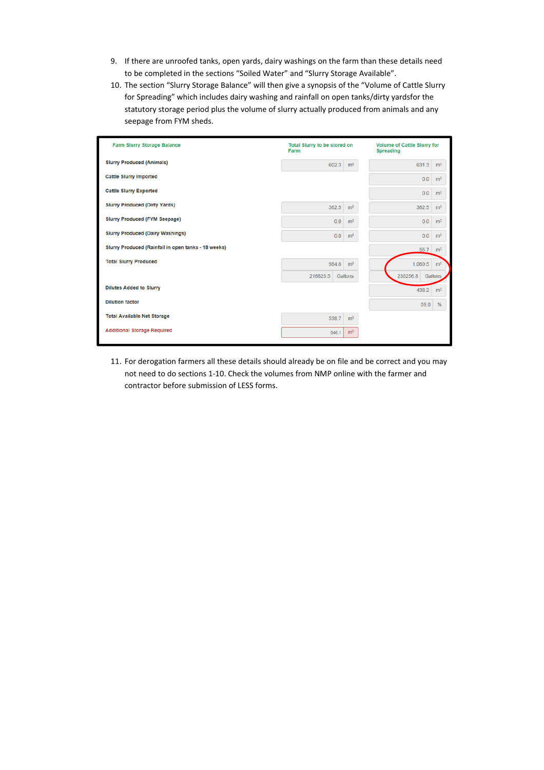9. If there are unroofed tanks, open yards, dairy washings on the farm than these details need to be completed in the sections “Soiled Water” and “Slurry Storage Available”.
10. The section “Slurry Storage Balance” will then give a synopsis of the “Volume of Cattle Slurry for Spreading” which includes dairy washing and rainfall on open tanks/dirty yardsfor the statutory storage period plus the volume of slurry actually produced from animals and any seepage from FYM sheds.

| Farm Slurry Storage Balance | Total Slurry to be stored on Farm | Volume of Cattle Slurry for Spreading |
|---|---|---|
| Slurry Produced (Animals) | 602.3 m³ | 631.3 m³ |
| Cattle Slurry Imported | | 0.0 m³ |
| Cattle Slurry Exported | | 0.0 m³ |
| Slurry Produced (Dirty Yards) | 382.5 m³ | 382.5 m³ |
| Slurry Produced (FYM Seepage) | 0.0 m³ | 0.0 m³ |
| Slurry Produced (Dairy Washings) | 0.0 m³ | 0.0 m³ |
| Slurry Produced (Rainfall in open tanks - 18 weeks) | | 55.7 m³ |
| Total Slurry Produced | 984.8 m³ | 1,069.5 m³ |
| | 216625.5 Gallons | 235256.8 Gallons |
| Dilutes Added to Slurry | | 438.2 m³ |
| Dilution factor | | 59.0 % |
| Total Available Net Storage | 338.7 m³ | |
| Additional Storage Required | 646.1 m³ | |

11. For derogation farmers all these details should already be on file and be correct and you may not need to do sections 1-10. Check the volumes from NMP online with the farmer and contractor before submission of LESS forms.